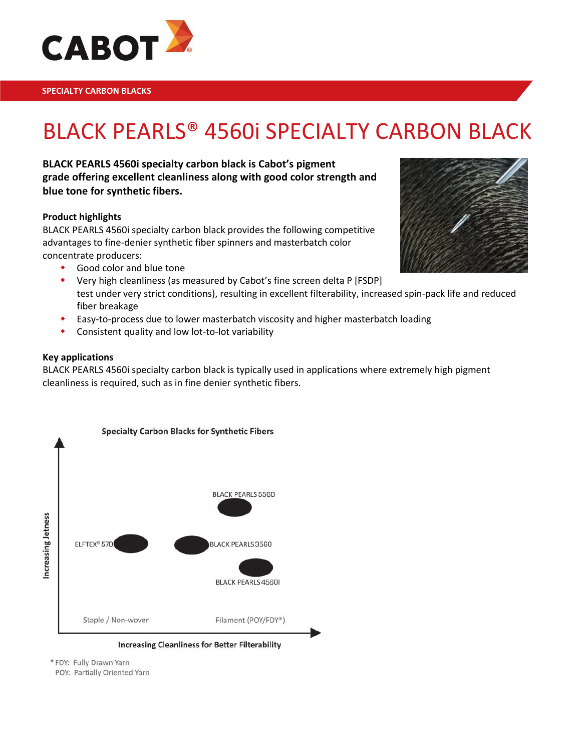SPECIALTY CARBON BLACKS

# BLACK PEARLS® 4560i SPECIALTY CARBON BLACK

**BLACK PEARLS 4560i specialty carbon black is Cabot's pigment grade offering excellent cleanliness along with good color strength and blue tone for synthetic fibers.**

### Product highlights

BLACK PEARLS 4560i specialty carbon black provides the following competitive advantages to fine-denier synthetic fiber spinners and masterbatch color concentrate producers:

- Good color and blue tone
- Very high cleanliness (as measured by Cabot's fine screen delta P [FSDP] test under very strict conditions), resulting in excellent filterability, increased spin-pack life and reduced fiber breakage
- Easy-to-process due to lower masterbatch viscosity and higher masterbatch loading
- Consistent quality and low lot-to-lot variability

### Key applications

BLACK PEARLS 4560i specialty carbon black is typically used in applications where extremely high pigment cleanliness is required, such as in fine denier synthetic fibers.

**Specialty Carbon Blacks for Synthetic Fibers**

Increasing Jetness

BLACK PEARLS 5560

ELFTEX® 570

BLACK PEARLS 3560

BLACK PEARLS 4560I

Staple / Non-woven

Filament (POY/FDY*)

Increasing Cleanliness for Better Filterability

\* FDY: Fully Drawn Yarn
POY: Partially Oriented Yarn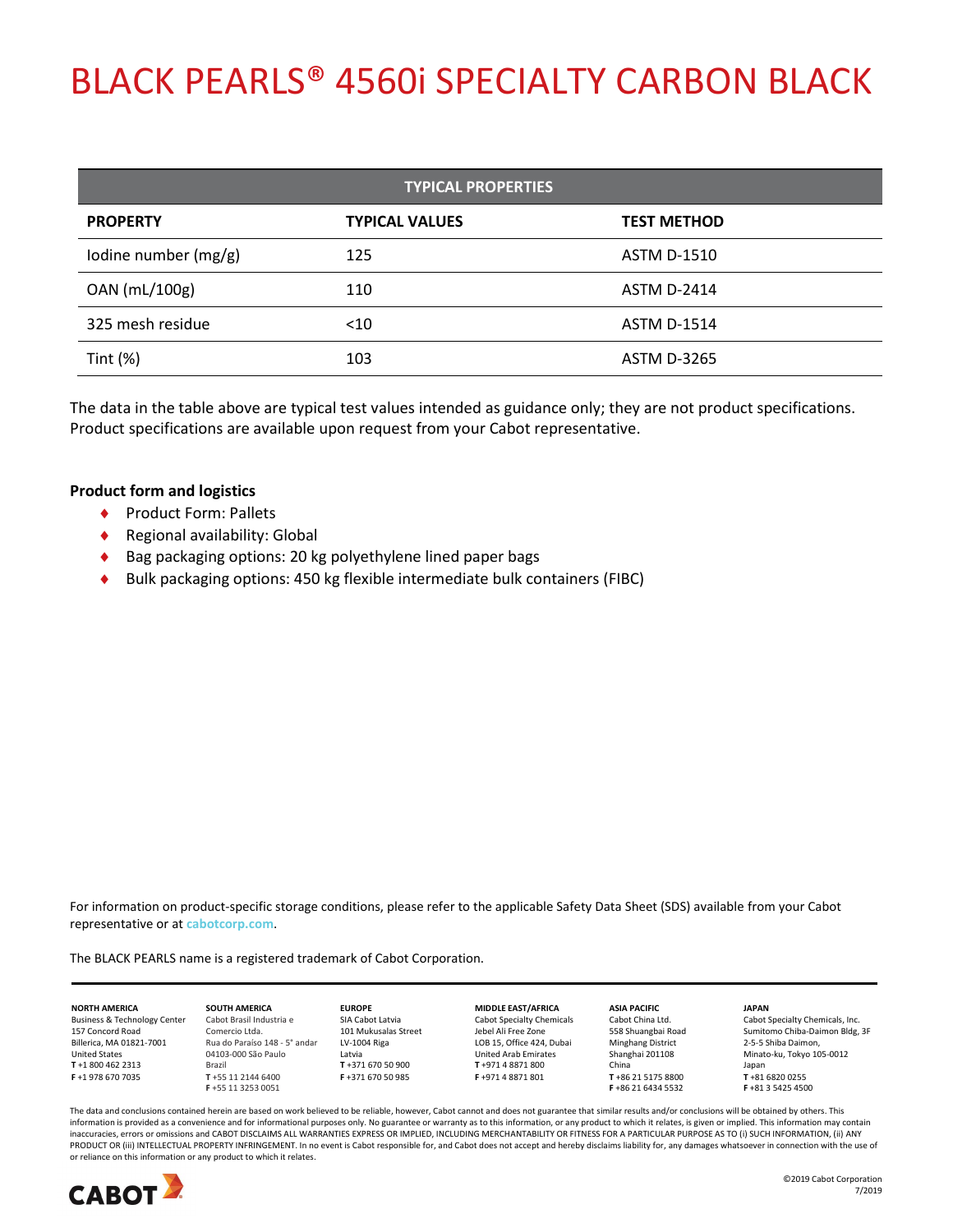# BLACK PEARLS® 4560i SPECIALTY CARBON BLACK

| TYPICAL PROPERTIES | | |
|---|---|---|
| **PROPERTY** | **TYPICAL VALUES** | **TEST METHOD** |
| Iodine number (mg/g) | 125 | ASTM D-1510 |
| OAN (mL/100g) | 110 | ASTM D-2414 |
| 325 mesh residue | <10 | ASTM D-1514 |
| Tint (%) | 103 | ASTM D-3265 |

The data in the table above are typical test values intended as guidance only; they are not product specifications. Product specifications are available upon request from your Cabot representative.

**Product form and logistics**

- Product Form: Pallets
- Regional availability: Global
- Bag packaging options: 20 kg polyethylene lined paper bags
- Bulk packaging options: 450 kg flexible intermediate bulk containers (FIBC)

For information on product-specific storage conditions, please refer to the applicable Safety Data Sheet (SDS) available from your Cabot representative or at cabotcorp.com.

The BLACK PEARLS name is a registered trademark of Cabot Corporation.

**NORTH AMERICA**
Business & Technology Center
157 Concord Road
Billerica, MA 01821-7001
United States
**T** +1 800 462 2313
**F** +1 978 670 7035

**SOUTH AMERICA**
Cabot Brasil Industria e Comercio Ltda.
Rua do Paraíso 148 - 5° andar
04103-000 São Paulo
Brazil
**T** +55 11 2144 6400
**F** +55 11 3253 0051

**EUROPE**
SIA Cabot Latvia
101 Mukusalas Street
LV-1004 Riga
Latvia
**T** +371 670 50 900
**F** +371 670 50 985

**MIDDLE EAST/AFRICA**
Cabot Specialty Chemicals
Jebel Ali Free Zone
LOB 15, Office 424, Dubai
United Arab Emirates
**T** +971 4 8871 800
**F** +971 4 8871 801

**ASIA PACIFIC**
Cabot China Ltd.
558 Shuangbai Road
Minghang District
Shanghai 201108
China
**T** +86 21 5175 8800
**F** +86 21 6434 5532

**JAPAN**
Cabot Specialty Chemicals, Inc.
Sumitomo Chiba-Daimon Bldg, 3F
2-5-5 Shiba Daimon,
Minato-ku, Tokyo 105-0012
Japan
**T** +81 6820 0255
**F** +81 3 5425 4500

The data and conclusions contained herein are based on work believed to be reliable, however, Cabot cannot and does not guarantee that similar results and/or conclusions will be obtained by others. This information is provided as a convenience and for informational purposes only. No guarantee or warranty as to this information, or any product to which it relates, is given or implied. This information may contain inaccuracies, errors or omissions and CABOT DISCLAIMS ALL WARRANTIES EXPRESS OR IMPLIED, INCLUDING MERCHANTABILITY OR FITNESS FOR A PARTICULAR PURPOSE AS TO (i) SUCH INFORMATION, (ii) ANY PRODUCT OR (iii) INTELLECTUAL PROPERTY INFRINGEMENT. In no event is Cabot responsible for, and Cabot does not accept and hereby disclaims liability for, any damages whatsoever in connection with the use of or reliance on this information or any product to which it relates.

CABOT

©2019 Cabot Corporation
7/2019